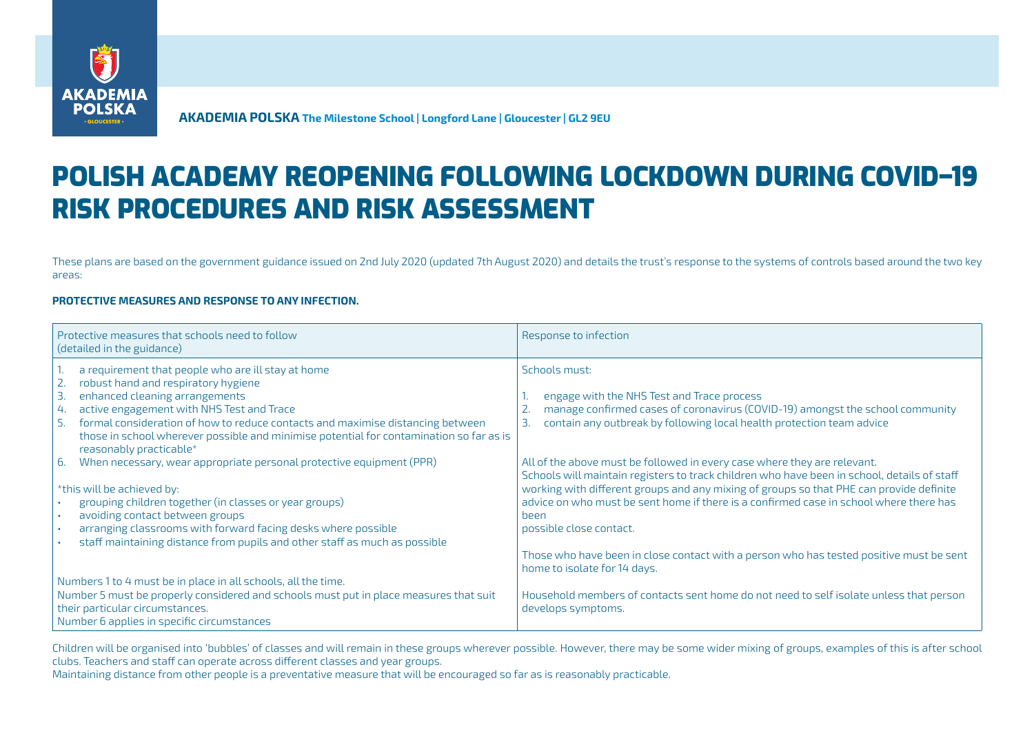**AKADEMIA POLSKA** The Milestone School | Longford Lane | Gloucester | GL2 9EU

# POLISH ACADEMY REOPENING FOLLOWING LOCKDOWN DURING COVID-19 RISK PROCEDURES AND RISK ASSESSMENT

These plans are based on the government guidance issued on 2nd July 2020 (updated 7th August 2020) and details the trust's response to the systems of controls based around the two key areas:

**PROTECTIVE MEASURES AND RESPONSE TO ANY INFECTION.**

| Protective measures that schools need to follow (detailed in the guidance) | Response to infection |
|---|---|
| 1. a requirement that people who are ill stay at home<br>2. robust hand and respiratory hygiene<br>3. enhanced cleaning arrangements<br>4. active engagement with NHS Test and Trace<br>5. formal consideration of how to reduce contacts and maximise distancing between those in school wherever possible and minimise potential for contamination so far as is reasonably practicable*<br>6. When necessary, wear appropriate personal protective equipment (PPR)<br><br>*this will be achieved by:<br>• grouping children together (in classes or year groups)<br>• avoiding contact between groups<br>• arranging classrooms with forward facing desks where possible<br>• staff maintaining distance from pupils and other staff as much as possible<br><br>Numbers 1 to 4 must be in place in all schools, all the time.<br>Number 5 must be properly considered and schools must put in place measures that suit their particular circumstances.<br>Number 6 applies in specific circumstances | Schools must:<br><br>1. engage with the NHS Test and Trace process<br>2. manage confirmed cases of coronavirus (COVID-19) amongst the school community<br>3. contain any outbreak by following local health protection team advice<br><br>All of the above must be followed in every case where they are relevant.<br>Schools will maintain registers to track children who have been in school, details of staff working with different groups and any mixing of groups so that PHE can provide definite advice on who must be sent home if there is a confirmed case in school where there has been<br>possible close contact.<br><br>Those who have been in close contact with a person who has tested positive must be sent home to isolate for 14 days.<br><br>Household members of contacts sent home do not need to self isolate unless that person develops symptoms. |

Children will be organised into 'bubbles' of classes and will remain in these groups wherever possible. However, there may be some wider mixing of groups, examples of this is after school clubs. Teachers and staff can operate across different classes and year groups.
Maintaining distance from other people is a preventative measure that will be encouraged so far as is reasonably practicable.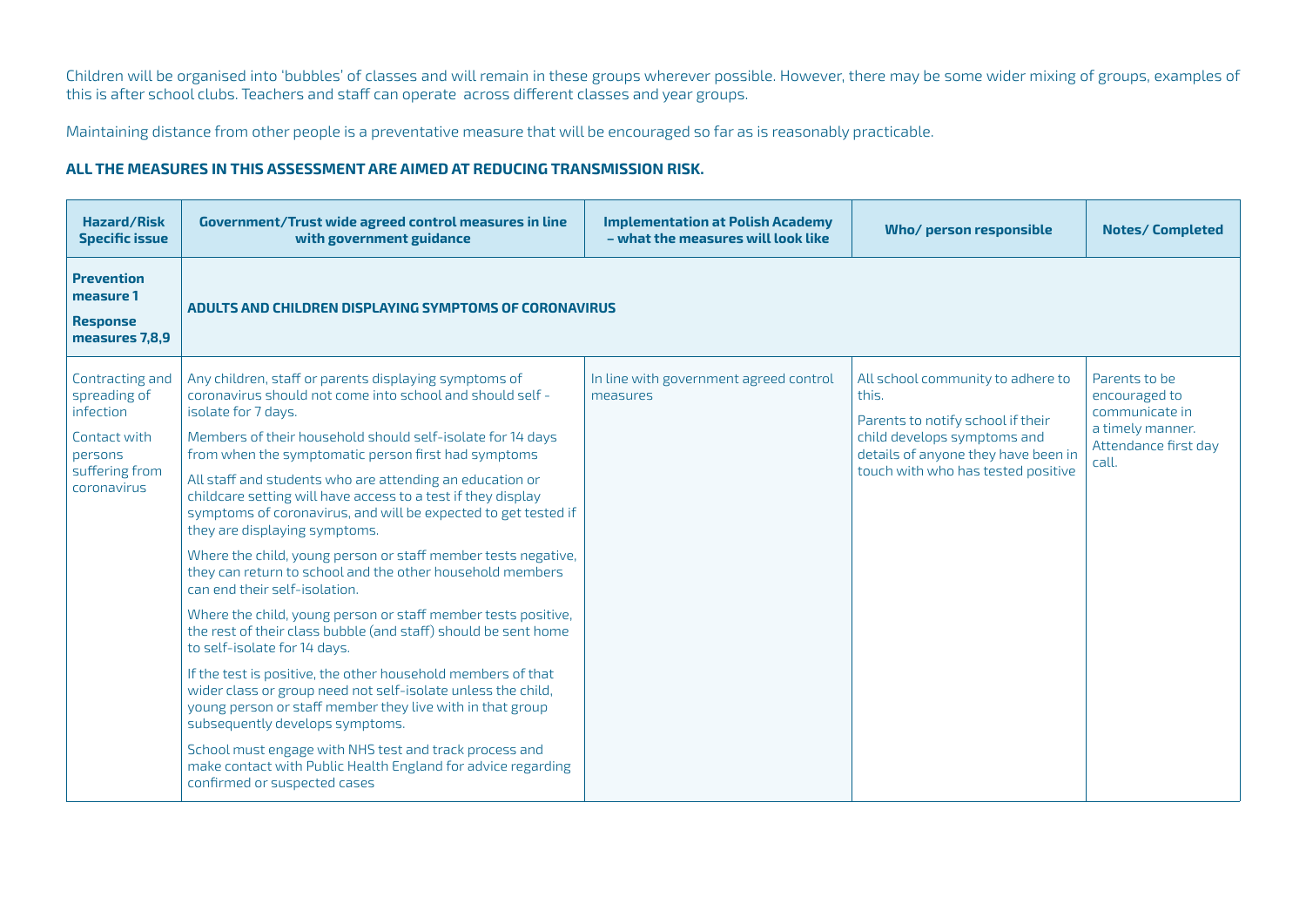Children will be organised into 'bubbles' of classes and will remain in these groups wherever possible. However, there may be some wider mixing of groups, examples of this is after school clubs. Teachers and staff can operate across different classes and year groups.

Maintaining distance from other people is a preventative measure that will be encouraged so far as is reasonably practicable.

**ALL THE MEASURES IN THIS ASSESSMENT ARE AIMED AT REDUCING TRANSMISSION RISK.**

| Hazard/Risk Specific issue | Government/Trust wide agreed control measures in line with government guidance | Implementation at Polish Academy – what the measures will look like | Who/ person responsible | Notes/ Completed |
|---|---|---|---|---|
| **Prevention measure 1**<br><br>**Response measures 7,8,9** | **ADULTS AND CHILDREN DISPLAYING SYMPTOMS OF CORONAVIRUS** | | | |
| Contracting and spreading of infection<br><br>Contact with persons suffering from coronavirus | Any children, staff or parents displaying symptoms of coronavirus should not come into school and should self - isolate for 7 days.<br><br>Members of their household should self-isolate for 14 days from when the symptomatic person first had symptoms<br><br>All staff and students who are attending an education or childcare setting will have access to a test if they display symptoms of coronavirus, and will be expected to get tested if they are displaying symptoms.<br><br>Where the child, young person or staff member tests negative, they can return to school and the other household members can end their self-isolation.<br><br>Where the child, young person or staff member tests positive, the rest of their class bubble (and staff) should be sent home to self-isolate for 14 days.<br><br>If the test is positive, the other household members of that wider class or group need not self-isolate unless the child, young person or staff member they live with in that group subsequently develops symptoms.<br><br>School must engage with NHS test and track process and make contact with Public Health England for advice regarding confirmed or suspected cases | In line with government agreed control measures | All school community to adhere to this.<br><br>Parents to notify school if their child develops symptoms and details of anyone they have been in touch with who has tested positive | Parents to be encouraged to communicate in a timely manner. Attendance first day call. |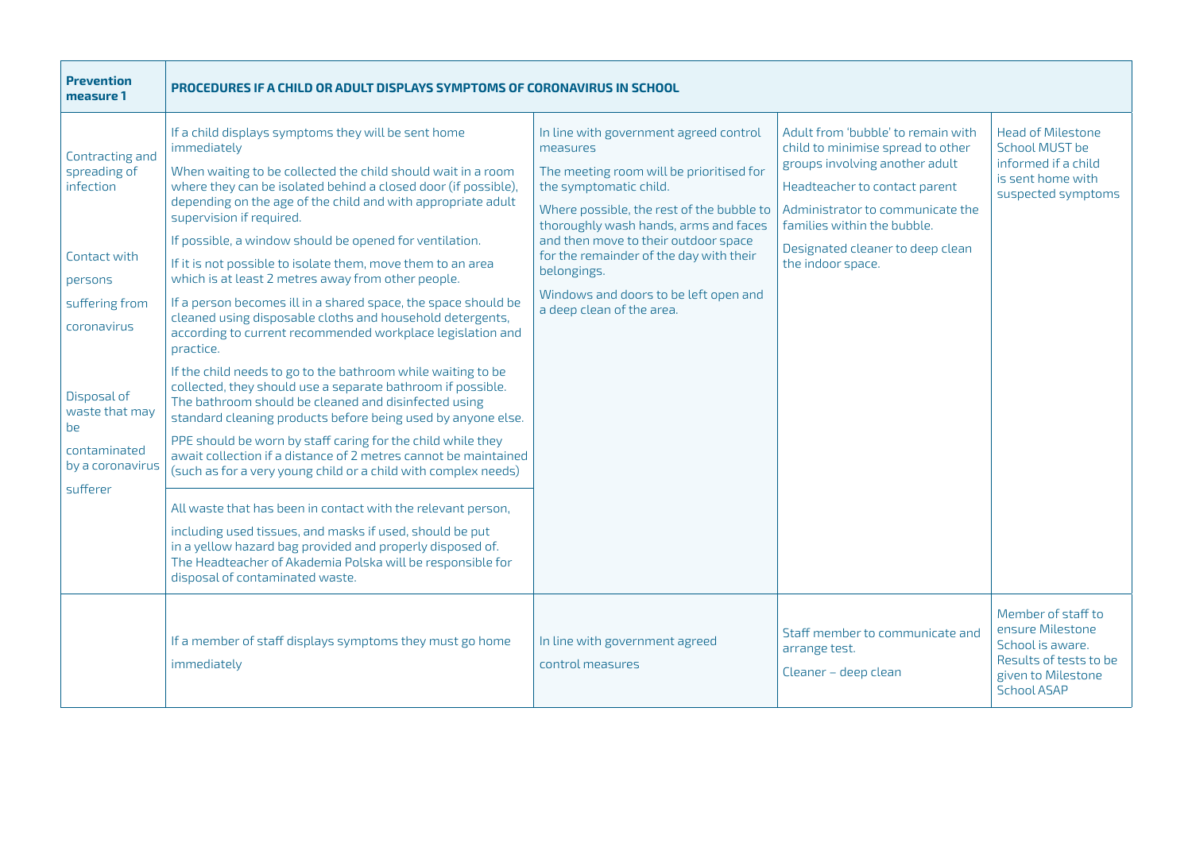| Prevention measure 1 | PROCEDURES IF A CHILD OR ADULT DISPLAYS SYMPTOMS OF CORONAVIRUS IN SCHOOL | | | |
|---|---|---|---|---|
| Contracting and spreading of infection<br><br>Contact with persons suffering from coronavirus<br><br>Disposal of waste that may be contaminated by a coronavirus sufferer | If a child displays symptoms they will be sent home immediately<br><br>When waiting to be collected the child should wait in a room where they can be isolated behind a closed door (if possible), depending on the age of the child and with appropriate adult supervision if required.<br><br>If possible, a window should be opened for ventilation.<br><br>If it is not possible to isolate them, move them to an area which is at least 2 metres away from other people.<br><br>If a person becomes ill in a shared space, the space should be cleaned using disposable cloths and household detergents, according to current recommended workplace legislation and practice.<br><br>If the child needs to go to the bathroom while waiting to be collected, they should use a separate bathroom if possible. The bathroom should be cleaned and disinfected using standard cleaning products before being used by anyone else.<br><br>PPE should be worn by staff caring for the child while they await collection if a distance of 2 metres cannot be maintained (such as for a very young child or a child with complex needs)<br><br>All waste that has been in contact with the relevant person, including used tissues, and masks if used, should be put in a yellow hazard bag provided and properly disposed of. The Headteacher of Akademia Polska will be responsible for disposal of contaminated waste. | In line with government agreed control measures<br><br>The meeting room will be prioritised for the symptomatic child.<br><br>Where possible, the rest of the bubble to thoroughly wash hands, arms and faces and then move to their outdoor space for the remainder of the day with their belongings.<br><br>Windows and doors to be left open and a deep clean of the area. | Adult from 'bubble' to remain with child to minimise spread to other groups involving another adult<br><br>Headteacher to contact parent<br><br>Administrator to communicate the families within the bubble.<br><br>Designated cleaner to deep clean the indoor space. | Head of Milestone School MUST be informed if a child is sent home with suspected symptoms |
| | If a member of staff displays symptoms they must go home immediately | In line with government agreed control measures | Staff member to communicate and arrange test.<br><br>Cleaner – deep clean | Member of staff to ensure Milestone School is aware. Results of tests to be given to Milestone School ASAP |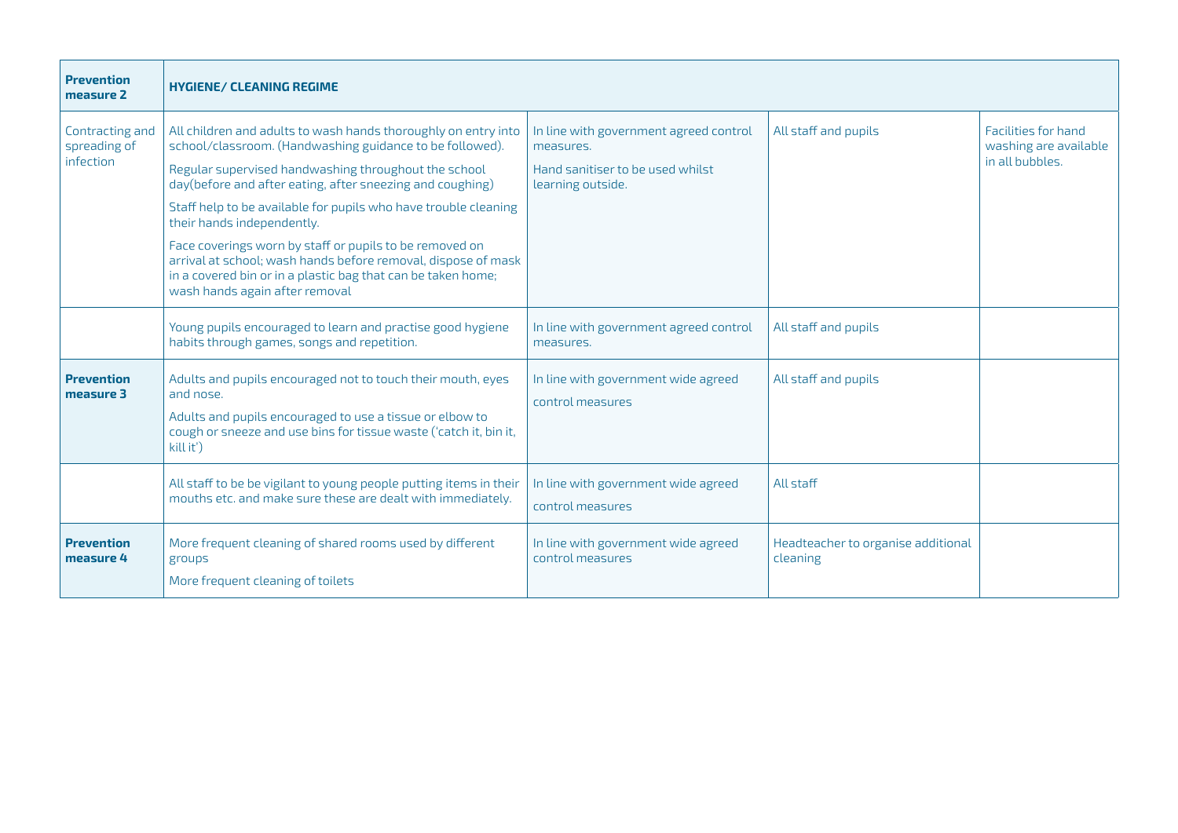| **Prevention measure 2** | **HYGIENE/ CLEANING REGIME** | | | |
|---|---|---|---|---|
| Contracting and spreading of infection | All children and adults to wash hands thoroughly on entry into school/classroom. (Handwashing guidance to be followed).<br><br>Regular supervised handwashing throughout the school day(before and after eating, after sneezing and coughing)<br><br>Staff help to be available for pupils who have trouble cleaning their hands independently.<br><br>Face coverings worn by staff or pupils to be removed on arrival at school; wash hands before removal, dispose of mask in a covered bin or in a plastic bag that can be taken home; wash hands again after removal | In line with government agreed control measures.<br><br>Hand sanitiser to be used whilst learning outside. | All staff and pupils | Facilities for hand washing are available in all bubbles. |
| | Young pupils encouraged to learn and practise good hygiene habits through games, songs and repetition. | In line with government agreed control measures. | All staff and pupils | |
| **Prevention measure 3** | Adults and pupils encouraged not to touch their mouth, eyes and nose.<br><br>Adults and pupils encouraged to use a tissue or elbow to cough or sneeze and use bins for tissue waste ('catch it, bin it, kill it') | In line with government wide agreed control measures | All staff and pupils | |
| | All staff to be be vigilant to young people putting items in their mouths etc. and make sure these are dealt with immediately. | In line with government wide agreed control measures | All staff | |
| **Prevention measure 4** | More frequent cleaning of shared rooms used by different groups<br><br>More frequent cleaning of toilets | In line with government wide agreed control measures | Headteacher to organise additional cleaning | |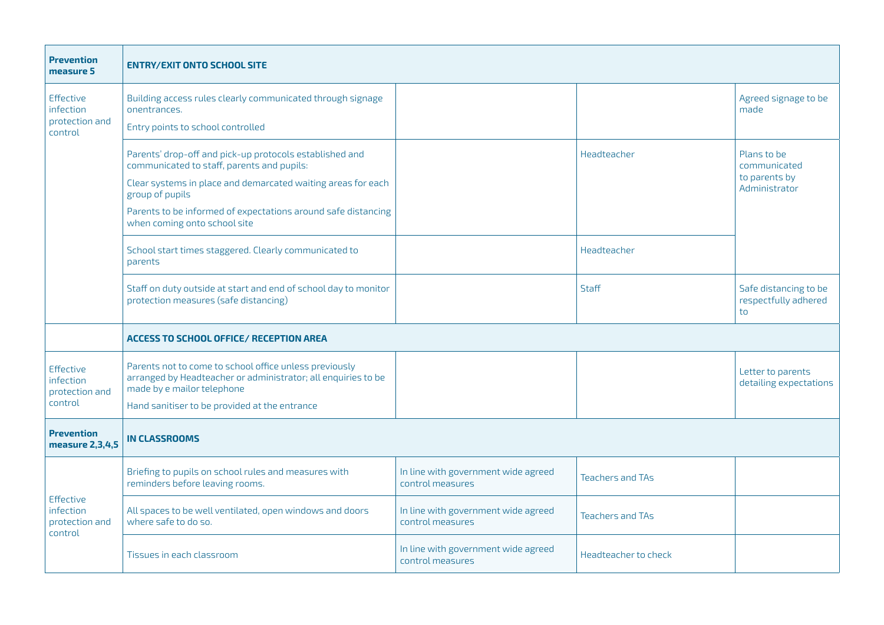| **Prevention measure 5** | **ENTRY/EXIT ONTO SCHOOL SITE** | | | |
|---|---|---|---|---|
| Effective infection protection and control | Building access rules clearly communicated through signage onentrances.<br>Entry points to school controlled | | | Agreed signage to be made |
| | Parents' drop-off and pick-up protocols established and communicated to staff, parents and pupils:<br>Clear systems in place and demarcated waiting areas for each group of pupils<br>Parents to be informed of expectations around safe distancing when coming onto school site | | Headteacher | Plans to be communicated to parents by Administrator |
| | School start times staggered. Clearly communicated to parents | | Headteacher | |
| | Staff on duty outside at start and end of school day to monitor protection measures (safe distancing) | | Staff | Safe distancing to be respectfully adhered to |
| | **ACCESS TO SCHOOL OFFICE/ RECEPTION AREA** | | | |
| Effective infection protection and control | Parents not to come to school office unless previously arranged by Headteacher or administrator; all enquiries to be made by e mailor telephone<br>Hand sanitiser to be provided at the entrance | | | Letter to parents detailing expectations |
| **Prevention measure 2,3,4,5** | **IN CLASSROOMS** | | | |
| Effective infection protection and control | Briefing to pupils on school rules and measures with reminders before leaving rooms. | In line with government wide agreed control measures | Teachers and TAs | |
| | All spaces to be well ventilated, open windows and doors where safe to do so. | In line with government wide agreed control measures | Teachers and TAs | |
| | Tissues in each classroom | In line with government wide agreed control measures | Headteacher to check | |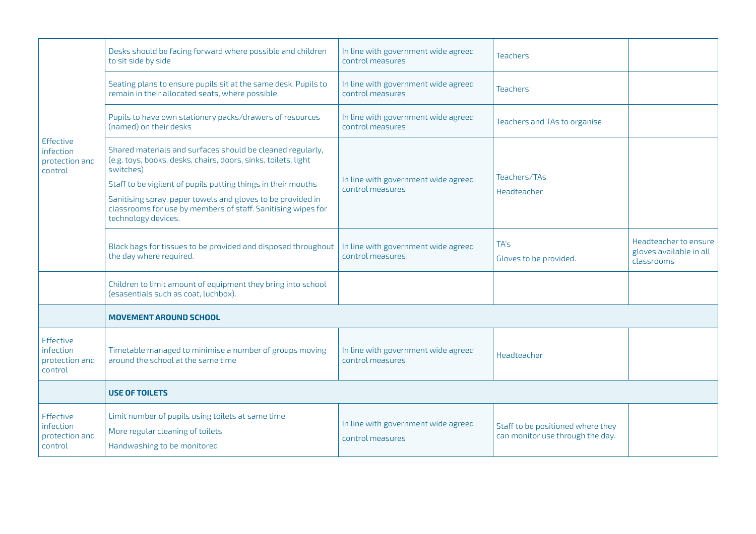| | | | | |
|---|---|---|---|---|
| Effective infection protection and control | Desks should be facing forward where possible and children to sit side by side | In line with government wide agreed control measures | Teachers | |
| | Seating plans to ensure pupils sit at the same desk. Pupils to remain in their allocated seats, where possible. | In line with government wide agreed control measures | Teachers | |
| | Pupils to have own stationery packs/drawers of resources (named) on their desks | In line with government wide agreed control measures | Teachers and TAs to organise | |
| | Shared materials and surfaces should be cleaned regularly, (e.g. toys, books, desks, chairs, doors, sinks, toilets, light switches)<br>Staff to be vigilent of pupils putting things in their mouths<br>Sanitising spray, paper towels and gloves to be provided in classrooms for use by members of staff. Sanitising wipes for technology devices. | In line with government wide agreed control measures | Teachers/TAs<br>Headteacher | |
| | Black bags for tissues to be provided and disposed throughout the day where required. | In line with government wide agreed control measures | TA's<br>Gloves to be provided. | Headteacher to ensure gloves available in all classrooms |
| | Children to limit amount of equipment they bring into school (esasentials such as coat, luchbox). | | | |
| | **MOVEMENT AROUND SCHOOL** | | | |
| Effective infection protection and control | Timetable managed to minimise a number of groups moving around the school at the same time | In line with government wide agreed control measures | Headteacher | |
| | **USE OF TOILETS** | | | |
| Effective infection protection and control | Limit number of pupils using toilets at same time<br>More regular cleaning of toilets<br>Handwashing to be monitored | In line with government wide agreed control measures | Staff to be positioned where they can monitor use through the day. | |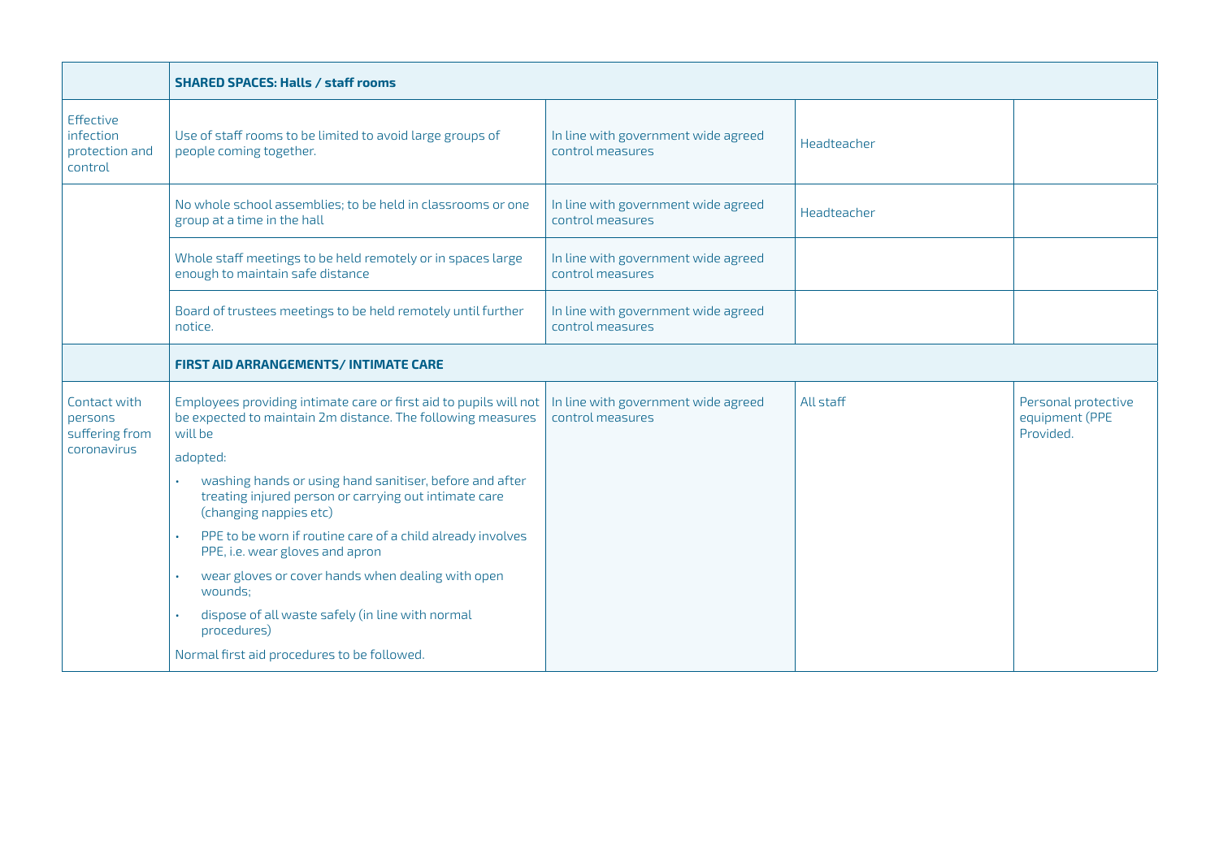| | | | | |
|---|---|---|---|---|
| | **SHARED SPACES: Halls / staff rooms** | | | |
| Effective infection protection and control | Use of staff rooms to be limited to avoid large groups of people coming together. | In line with government wide agreed control measures | Headteacher | |
| | No whole school assemblies; to be held in classrooms or one group at a time in the hall | In line with government wide agreed control measures | Headteacher | |
| | Whole staff meetings to be held remotely or in spaces large enough to maintain safe distance | In line with government wide agreed control measures | | |
| | Board of trustees meetings to be held remotely until further notice. | In line with government wide agreed control measures | | |
| | **FIRST AID ARRANGEMENTS/ INTIMATE CARE** | | | |
| Contact with persons suffering from coronavirus | Employees providing intimate care or first aid to pupils will not be expected to maintain 2m distance. The following measures will be adopted:<br>• washing hands or using hand sanitiser, before and after treating injured person or carrying out intimate care (changing nappies etc)<br>• PPE to be worn if routine care of a child already involves PPE, i.e. wear gloves and apron<br>• wear gloves or cover hands when dealing with open wounds;<br>• dispose of all waste safely (in line with normal procedures)<br>Normal first aid procedures to be followed. | In line with government wide agreed control measures | All staff | Personal protective equipment (PPE Provided. |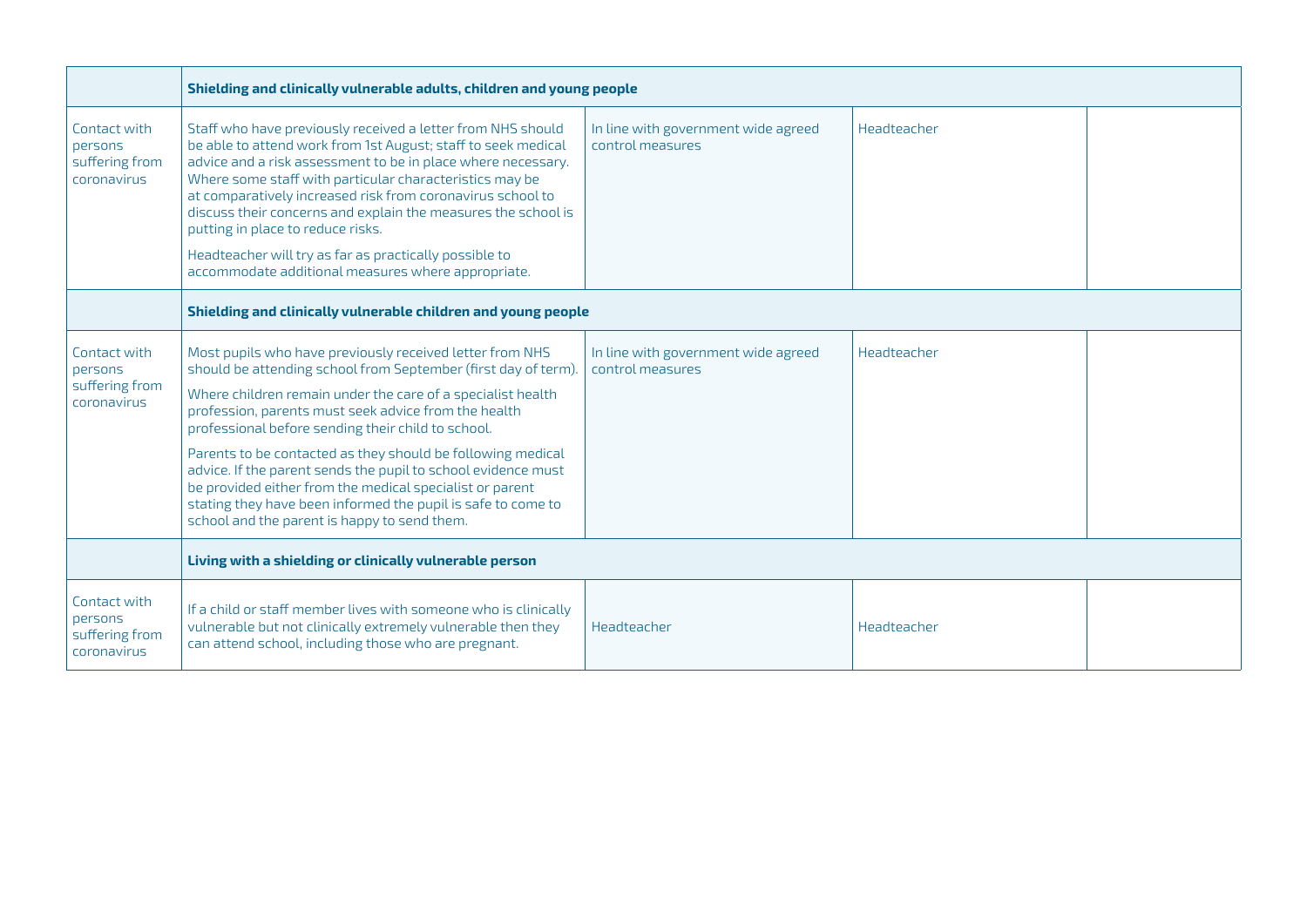| | | | | |
|---|---|---|---|---|
| | **Shielding and clinically vulnerable adults, children and young people** | | | |
| Contact with persons suffering from coronavirus | Staff who have previously received a letter from NHS should be able to attend work from 1st August; staff to seek medical advice and a risk assessment to be in place where necessary. Where some staff with particular characteristics may be at comparatively increased risk from coronavirus school to discuss their concerns and explain the measures the school is putting in place to reduce risks.<br><br>Headteacher will try as far as practically possible to accommodate additional measures where appropriate. | In line with government wide agreed control measures | Headteacher | |
| | **Shielding and clinically vulnerable children and young people** | | | |
| Contact with persons suffering from coronavirus | Most pupils who have previously received letter from NHS should be attending school from September (first day of term).<br><br>Where children remain under the care of a specialist health profession, parents must seek advice from the health professional before sending their child to school.<br><br>Parents to be contacted as they should be following medical advice. If the parent sends the pupil to school evidence must be provided either from the medical specialist or parent stating they have been informed the pupil is safe to come to school and the parent is happy to send them. | In line with government wide agreed control measures | Headteacher | |
| | **Living with a shielding or clinically vulnerable person** | | | |
| Contact with persons suffering from coronavirus | If a child or staff member lives with someone who is clinically vulnerable but not clinically extremely vulnerable then they can attend school, including those who are pregnant. | Headteacher | Headteacher | |